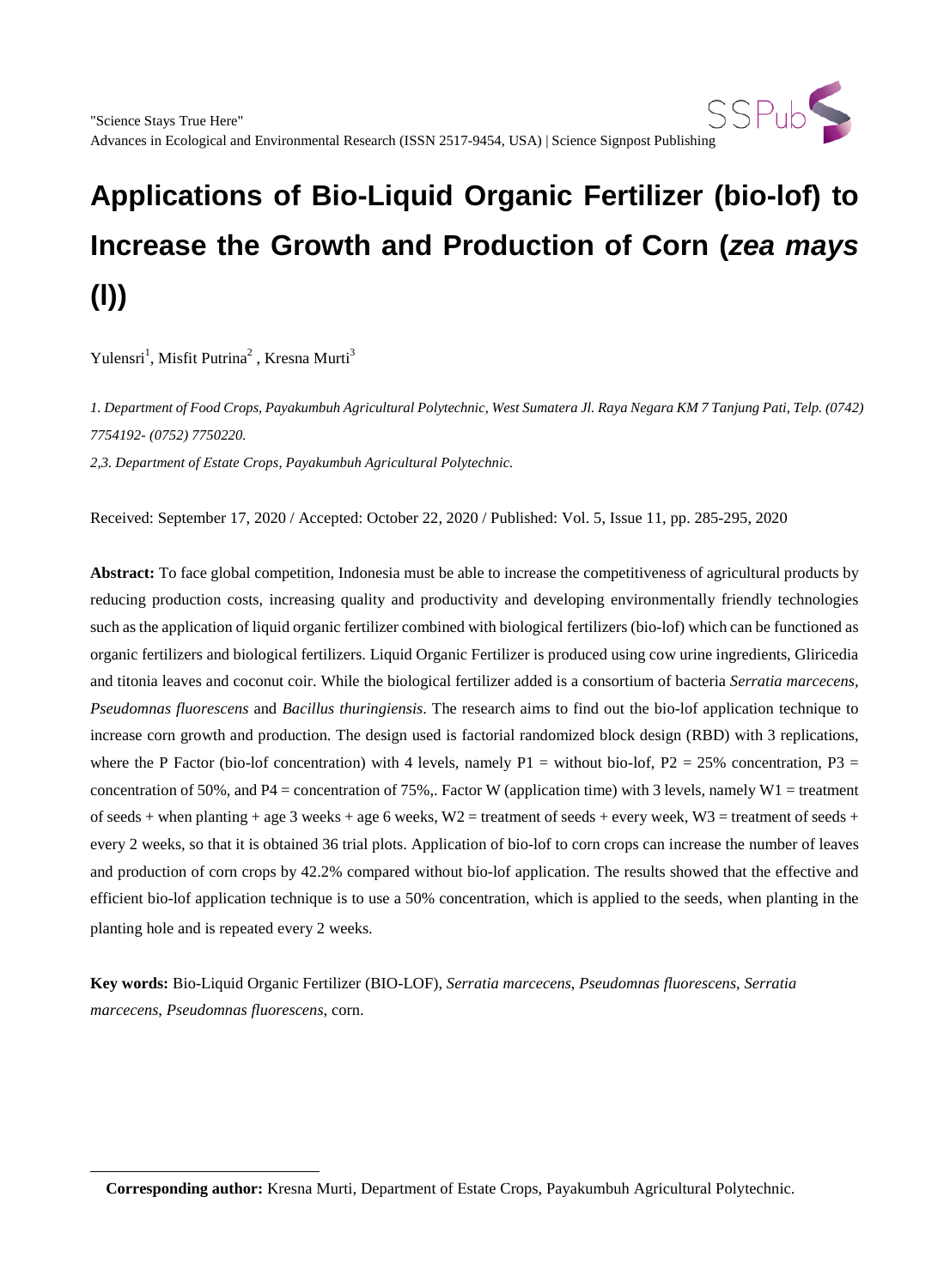"Science Stays True Here"
Advances in Ecological and Environmental Research (ISSN 2517-9454, USA) | Science Signpost Publishing

# Applications of Bio-Liquid Organic Fertilizer (bio-lof) to Increase the Growth and Production of Corn (*zea mays* (l))

Yulensri[1], Misfit Putrina[2] , Kresna Murti[3]

*1. Department of Food Crops, Payakumbuh Agricultural Polytechnic, West Sumatera Jl. Raya Negara KM 7 Tanjung Pati, Telp. (0742) 7754192- (0752) 7750220.*

*2,3. Department of Estate Crops, Payakumbuh Agricultural Polytechnic.*

Received: September 17, 2020 / Accepted: October 22, 2020 / Published: Vol. 5, Issue 11, pp. 285-295, 2020

**Abstract:** To face global competition, Indonesia must be able to increase the competitiveness of agricultural products by reducing production costs, increasing quality and productivity and developing environmentally friendly technologies such as the application of liquid organic fertilizer combined with biological fertilizers (bio-lof) which can be functioned as organic fertilizers and biological fertilizers. Liquid Organic Fertilizer is produced using cow urine ingredients, Gliricedia and titonia leaves and coconut coir. While the biological fertilizer added is a consortium of bacteria *Serratia marcecens, Pseudomnas fluorescens* and *Bacillus thuringiensis*. The research aims to find out the bio-lof application technique to increase corn growth and production. The design used is factorial randomized block design (RBD) with 3 replications, where the P Factor (bio-lof concentration) with 4 levels, namely P1 = without bio-lof, P2 = 25% concentration, P3 = concentration of 50%, and P4 = concentration of 75%,. Factor W (application time) with 3 levels, namely W1 = treatment of seeds + when planting + age 3 weeks + age 6 weeks, W2 = treatment of seeds + every week, W3 = treatment of seeds + every 2 weeks, so that it is obtained 36 trial plots. Application of bio-lof to corn crops can increase the number of leaves and production of corn crops by 42.2% compared without bio-lof application. The results showed that the effective and efficient bio-lof application technique is to use a 50% concentration, which is applied to the seeds, when planting in the planting hole and is repeated every 2 weeks.

**Key words:** Bio-Liquid Organic Fertilizer (BIO-LOF), *Serratia marcecens*, *Pseudomnas fluorescens*, *Serratia marcecens*, *Pseudomnas fluorescens*, corn.

**Corresponding author:** Kresna Murti, Department of Estate Crops, Payakumbuh Agricultural Polytechnic.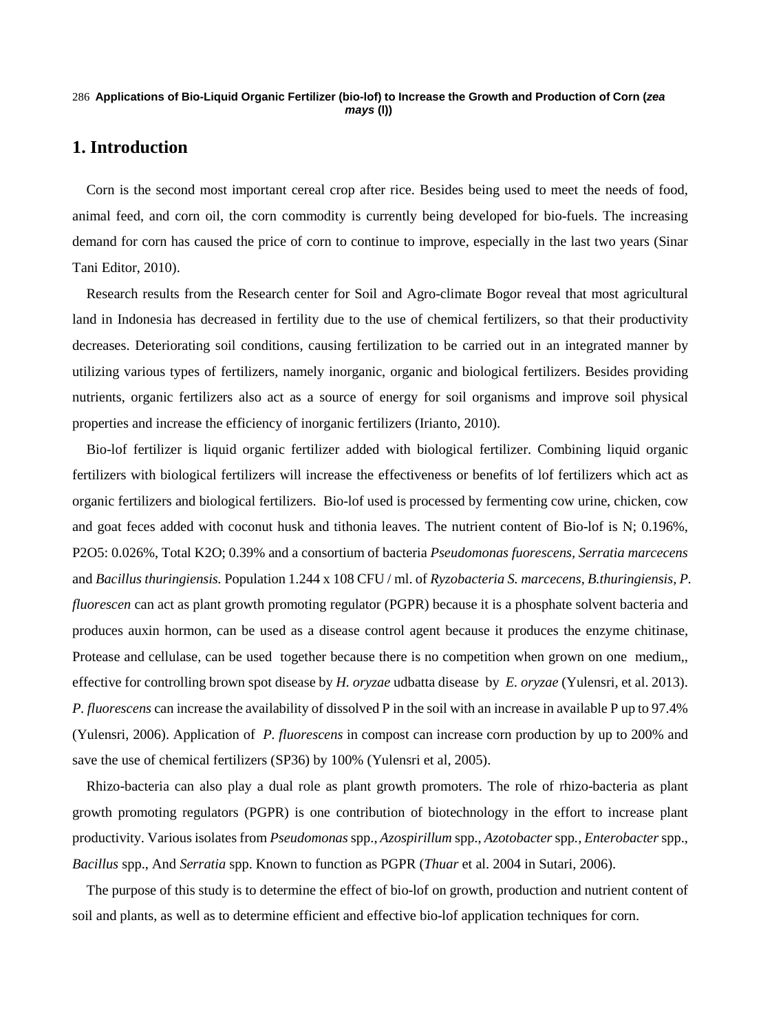## 1. Introduction

Corn is the second most important cereal crop after rice. Besides being used to meet the needs of food, animal feed, and corn oil, the corn commodity is currently being developed for bio-fuels. The increasing demand for corn has caused the price of corn to continue to improve, especially in the last two years (Sinar Tani Editor, 2010).

Research results from the Research center for Soil and Agro-climate Bogor reveal that most agricultural land in Indonesia has decreased in fertility due to the use of chemical fertilizers, so that their productivity decreases. Deteriorating soil conditions, causing fertilization to be carried out in an integrated manner by utilizing various types of fertilizers, namely inorganic, organic and biological fertilizers. Besides providing nutrients, organic fertilizers also act as a source of energy for soil organisms and improve soil physical properties and increase the efficiency of inorganic fertilizers (Irianto, 2010).

Bio-lof fertilizer is liquid organic fertilizer added with biological fertilizer. Combining liquid organic fertilizers with biological fertilizers will increase the effectiveness or benefits of lof fertilizers which act as organic fertilizers and biological fertilizers. Bio-lof used is processed by fermenting cow urine, chicken, cow and goat feces added with coconut husk and tithonia leaves. The nutrient content of Bio-lof is N; 0.196%, P2O5: 0.026%, Total K2O; 0.39% and a consortium of bacteria *Pseudomonas fuorescens, Serratia marcecens* and *Bacillus thuringiensis.* Population 1.244 x 108 CFU / ml. of *Ryzobacteria S. marcecens, B.thuringiensis, P. fluorescen* can act as plant growth promoting regulator (PGPR) because it is a phosphate solvent bacteria and produces auxin hormon, can be used as a disease control agent because it produces the enzyme chitinase, Protease and cellulase, can be used together because there is no competition when grown on one medium,, effective for controlling brown spot disease by *H. oryzae* udbatta disease by *E. oryzae* (Yulensri, et al. 2013). *P. fluorescens* can increase the availability of dissolved P in the soil with an increase in available P up to 97.4% (Yulensri, 2006). Application of *P. fluorescens* in compost can increase corn production by up to 200% and save the use of chemical fertilizers (SP36) by 100% (Yulensri et al, 2005).

Rhizo-bacteria can also play a dual role as plant growth promoters. The role of rhizo-bacteria as plant growth promoting regulators (PGPR) is one contribution of biotechnology in the effort to increase plant productivity. Various isolates from *Pseudomonas* spp., *Azospirillum* spp., *Azotobacter* spp., *Enterobacter* spp., *Bacillus* spp., And *Serratia* spp. Known to function as PGPR (*Thuar* et al. 2004 in Sutari, 2006).

The purpose of this study is to determine the effect of bio-lof on growth, production and nutrient content of soil and plants, as well as to determine efficient and effective bio-lof application techniques for corn.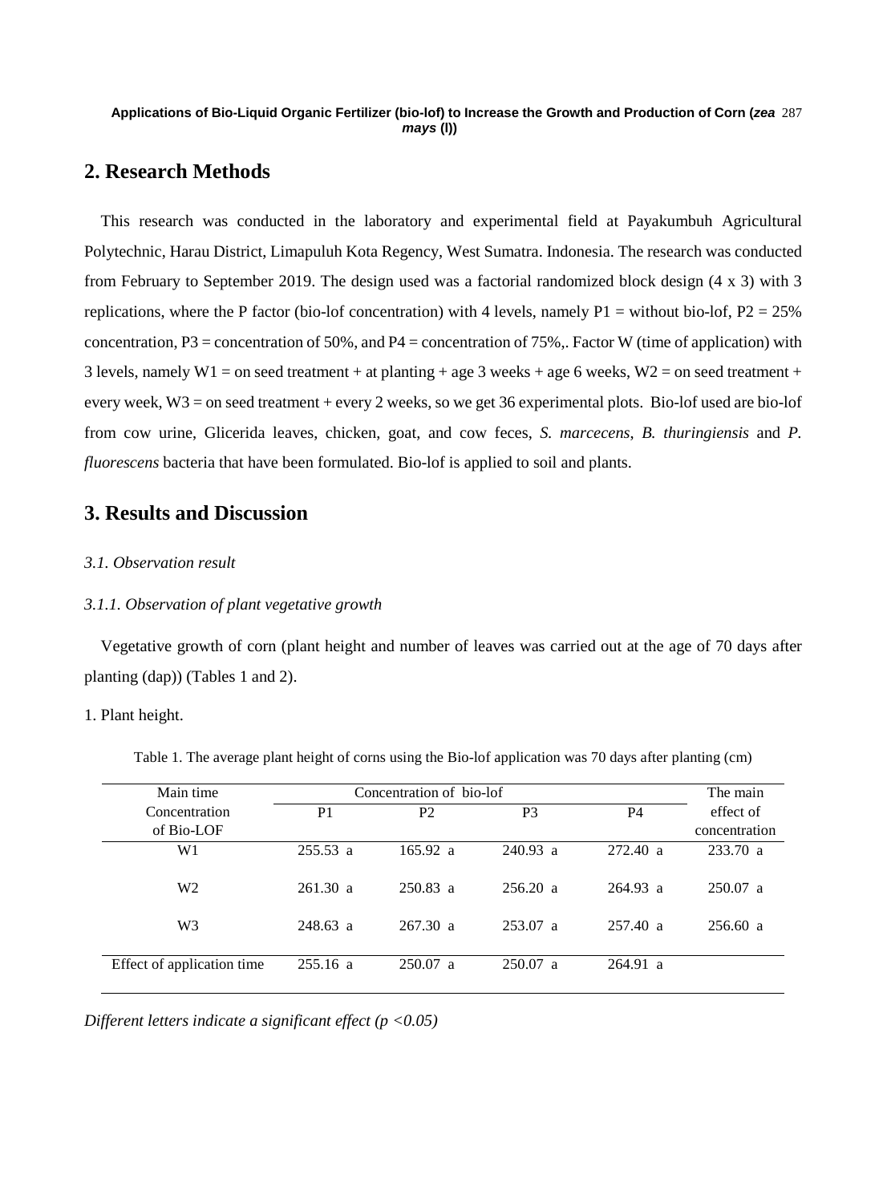## 2. Research Methods

This research was conducted in the laboratory and experimental field at Payakumbuh Agricultural Polytechnic, Harau District, Limapuluh Kota Regency, West Sumatra. Indonesia. The research was conducted from February to September 2019. The design used was a factorial randomized block design (4 x 3) with 3 replications, where the P factor (bio-lof concentration) with 4 levels, namely P1 = without bio-lof, P2 = 25% concentration, P3 = concentration of 50%, and P4 = concentration of 75%,. Factor W (time of application) with 3 levels, namely W1 = on seed treatment + at planting + age 3 weeks + age 6 weeks, W2 = on seed treatment + every week, W3 = on seed treatment + every 2 weeks, so we get 36 experimental plots. Bio-lof used are bio-lof from cow urine, Glicerida leaves, chicken, goat, and cow feces, *S. marcecens*, *B. thuringiensis* and *P. fluorescens* bacteria that have been formulated. Bio-lof is applied to soil and plants.

## 3. Results and Discussion

*3.1. Observation result*

*3.1.1. Observation of plant vegetative growth*

Vegetative growth of corn (plant height and number of leaves was carried out at the age of 70 days after planting (dap)) (Tables 1 and 2).

1. Plant height.

Table 1. The average plant height of corns using the Bio-lof application was 70 days after planting (cm)

| Main time Concentration of Bio-LOF | Concentration of bio-lof | | | | The main effect of concentration |
|---|---|---|---|---|---|
| | P1 | P2 | P3 | P4 | |
| W1 | 255.53 a | 165.92 a | 240.93 a | 272.40 a | 233.70 a |
| W2 | 261.30 a | 250.83 a | 256.20 a | 264.93 a | 250.07 a |
| W3 | 248.63 a | 267.30 a | 253.07 a | 257.40 a | 256.60 a |
| Effect of application time | 255.16 a | 250.07 a | 250.07 a | 264.91 a | |

*Different letters indicate a significant effect ($p < 0.05$)*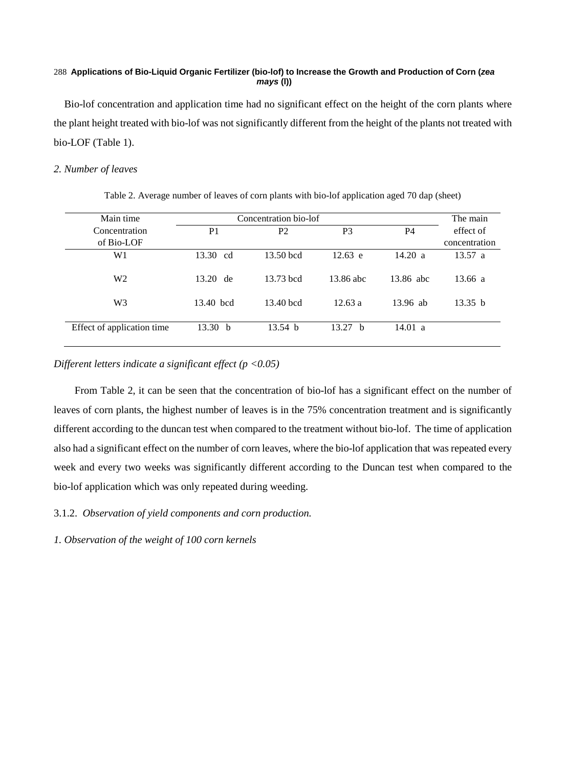Bio-lof concentration and application time had no significant effect on the height of the corn plants where the plant height treated with bio-lof was not significantly different from the height of the plants not treated with bio-LOF (Table 1).

*2. Number of leaves*

Table 2. Average number of leaves of corn plants with bio-lof application aged 70 dap (sheet)

| Main time Concentration of Bio-LOF | Concentration bio-lof | | | | The main effect of concentration |
|---|---|---|---|---|---|
| | P1 | P2 | P3 | P4 | |
| W1 | 13.30 cd | 13.50 bcd | 12.63 e | 14.20 a | 13.57 a |
| W2 | 13.20 de | 13.73 bcd | 13.86 abc | 13.86 abc | 13.66 a |
| W3 | 13.40 bcd | 13.40 bcd | 12.63 a | 13.96 ab | 13.35 b |
| Effect of application time | 13.30 b | 13.54 b | 13.27 b | 14.01 a | |

*Different letters indicate a significant effect ($p < 0.05$)*

From Table 2, it can be seen that the concentration of bio-lof has a significant effect on the number of leaves of corn plants, the highest number of leaves is in the 75% concentration treatment and is significantly different according to the duncan test when compared to the treatment without bio-lof. The time of application also had a significant effect on the number of corn leaves, where the bio-lof application that was repeated every week and every two weeks was significantly different according to the Duncan test when compared to the bio-lof application which was only repeated during weeding.

3.1.2. *Observation of yield components and corn production.*

*1. Observation of the weight of 100 corn kernels*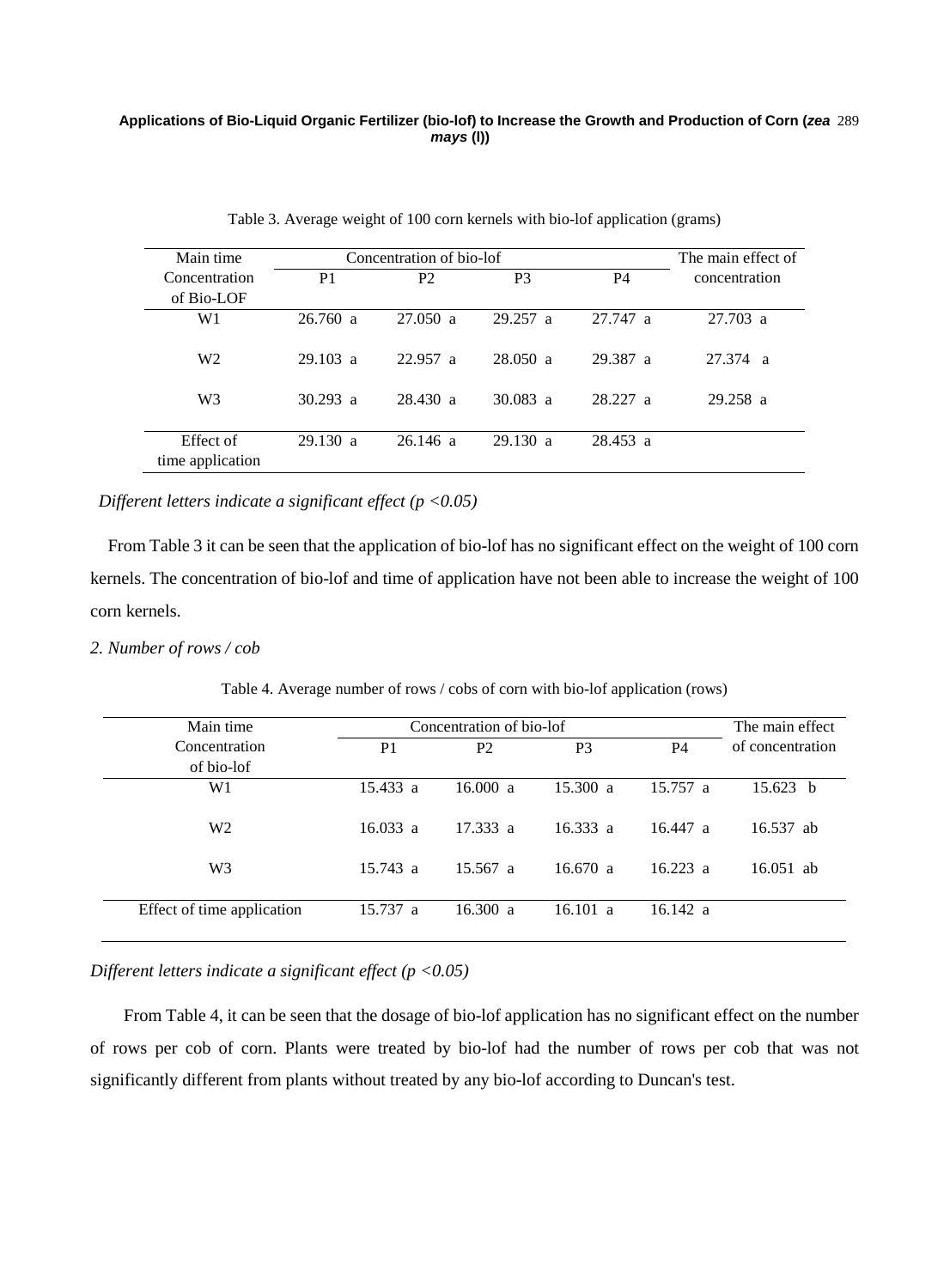Table 3. Average weight of 100 corn kernels with bio-lof application (grams)

| Main time Concentration of Bio-LOF | Concentration of bio-lof | | | | The main effect of concentration |
|---|---|---|---|---|---|
| | P1 | P2 | P3 | P4 | |
| W1 | 26.760 a | 27.050 a | 29.257 a | 27.747 a | 27.703 a |
| W2 | 29.103 a | 22.957 a | 28.050 a | 29.387 a | 27.374 a |
| W3 | 30.293 a | 28.430 a | 30.083 a | 28.227 a | 29.258 a |
| Effect of time application | 29.130 a | 26.146 a | 29.130 a | 28.453 a | |

*Different letters indicate a significant effect ($p < 0.05$)*

From Table 3 it can be seen that the application of bio-lof has no significant effect on the weight of 100 corn kernels. The concentration of bio-lof and time of application have not been able to increase the weight of 100 corn kernels.

*2. Number of rows / cob*

Table 4. Average number of rows / cobs of corn with bio-lof application (rows)

| Main time Concentration of bio-lof | Concentration of bio-lof | | | | The main effect of concentration |
|---|---|---|---|---|---|
| | P1 | P2 | P3 | P4 | |
| W1 | 15.433 a | 16.000 a | 15.300 a | 15.757 a | 15.623 b |
| W2 | 16.033 a | 17.333 a | 16.333 a | 16.447 a | 16.537 ab |
| W3 | 15.743 a | 15.567 a | 16.670 a | 16.223 a | 16.051 ab |
| Effect of time application | 15.737 a | 16.300 a | 16.101 a | 16.142 a | |

*Different letters indicate a significant effect ($p < 0.05$)*

From Table 4, it can be seen that the dosage of bio-lof application has no significant effect on the number of rows per cob of corn. Plants were treated by bio-lof had the number of rows per cob that was not significantly different from plants without treated by any bio-lof according to Duncan's test.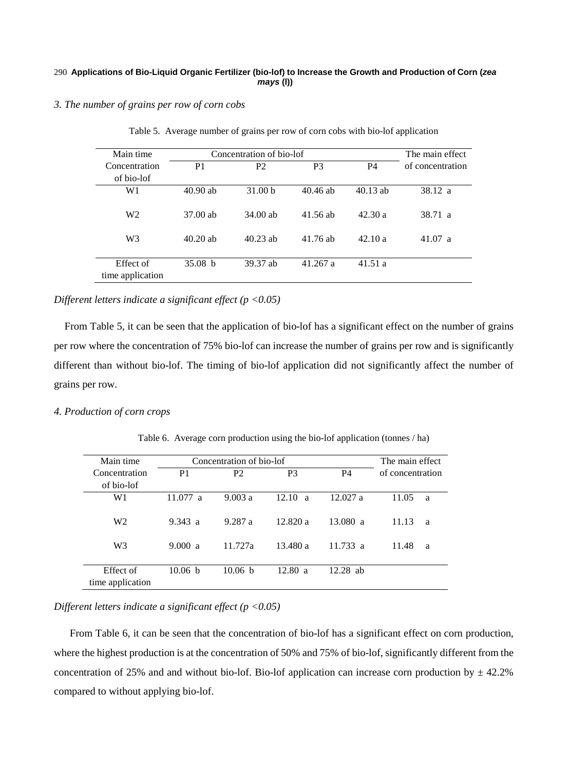*3. The number of grains per row of corn cobs*

Table 5. Average number of grains per row of corn cobs with bio-lof application

| Main time Concentration of bio-lof | Concentration of bio-lof P1 | P2 | P3 | P4 | The main effect of concentration |
|---|---|---|---|---|---|
| W1 | 40.90 ab | 31.00 b | 40.46 ab | 40.13 ab | 38.12 a |
| W2 | 37.00 ab | 34.00 ab | 41.56 ab | 42.30 a | 38.71 a |
| W3 | 40.20 ab | 40.23 ab | 41.76 ab | 42.10 a | 41.07 a |
| Effect of time application | 35.08 b | 39.37 ab | 41.267 a | 41.51 a | |

*Different letters indicate a significant effect ($p < 0.05$)*

From Table 5, it can be seen that the application of bio-lof has a significant effect on the number of grains per row where the concentration of 75% bio-lof can increase the number of grains per row and is significantly different than without bio-lof. The timing of bio-lof application did not significantly affect the number of grains per row.

*4. Production of corn crops*

Table 6. Average corn production using the bio-lof application (tonnes / ha)

| Main time Concentration of bio-lof | Concentration of bio-lof P1 | P2 | P3 | P4 | The main effect of concentration |
|---|---|---|---|---|---|
| W1 | 11.077 a | 9.003 a | 12.10 a | 12.027 a | 11.05 a |
| W2 | 9.343 a | 9.287 a | 12.820 a | 13.080 a | 11.13 a |
| W3 | 9.000 a | 11.727a | 13.480 a | 11.733 a | 11.48 a |
| Effect of time application | 10.06 b | 10.06 b | 12.80 a | 12.28 ab | |

*Different letters indicate a significant effect ($p < 0.05$)*

From Table 6, it can be seen that the concentration of bio-lof has a significant effect on corn production, where the highest production is at the concentration of 50% and 75% of bio-lof, significantly different from the concentration of 25% and and without bio-lof. Bio-lof application can increase corn production by ± 42.2% compared to without applying bio-lof.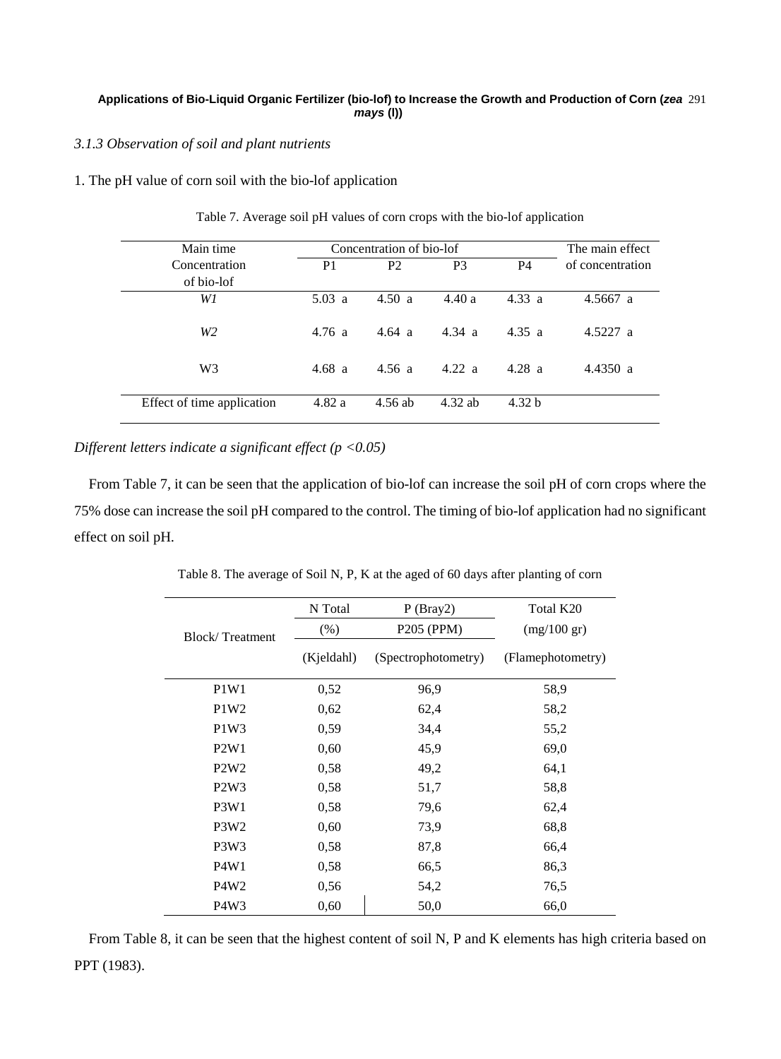### *3.1.3 Observation of soil and plant nutrients*

1. The pH value of corn soil with the bio-lof application

Table 7. Average soil pH values of corn crops with the bio-lof application

| Main time Concentration of bio-lof | Concentration of bio-lof | | | | The main effect of concentration |
|---|---|---|---|---|---|
| | P1 | P2 | P3 | P4 | |
| *W1* | 5.03 a | 4.50 a | 4.40 a | 4.33 a | 4.5667 a |
| *W2* | 4.76 a | 4.64 a | 4.34 a | 4.35 a | 4.5227 a |
| W3 | 4.68 a | 4.56 a | 4.22 a | 4.28 a | 4.4350 a |
| Effect of time application | 4.82 a | 4.56 ab | 4.32 ab | 4.32 b | |

*Different letters indicate a significant effect ($p < 0.05$)*

From Table 7, it can be seen that the application of bio-lof can increase the soil pH of corn crops where the 75% dose can increase the soil pH compared to the control. The timing of bio-lof application had no significant effect on soil pH.

Table 8. The average of Soil N, P, K at the aged of 60 days after planting of corn

| Block/ Treatment | N Total (%) (Kjeldahl) | P (Bray2) P205 (PPM) (Spectrophotometry) | Total K20 (mg/100 gr) (Flamephotometry) |
|---|---|---|---|
| P1W1 | 0,52 | 96,9 | 58,9 |
| P1W2 | 0,62 | 62,4 | 58,2 |
| P1W3 | 0,59 | 34,4 | 55,2 |
| P2W1 | 0,60 | 45,9 | 69,0 |
| P2W2 | 0,58 | 49,2 | 64,1 |
| P2W3 | 0,58 | 51,7 | 58,8 |
| P3W1 | 0,58 | 79,6 | 62,4 |
| P3W2 | 0,60 | 73,9 | 68,8 |
| P3W3 | 0,58 | 87,8 | 66,4 |
| P4W1 | 0,58 | 66,5 | 86,3 |
| P4W2 | 0,56 | 54,2 | 76,5 |
| P4W3 | 0,60 | 50,0 | 66,0 |

From Table 8, it can be seen that the highest content of soil N, P and K elements has high criteria based on PPT (1983).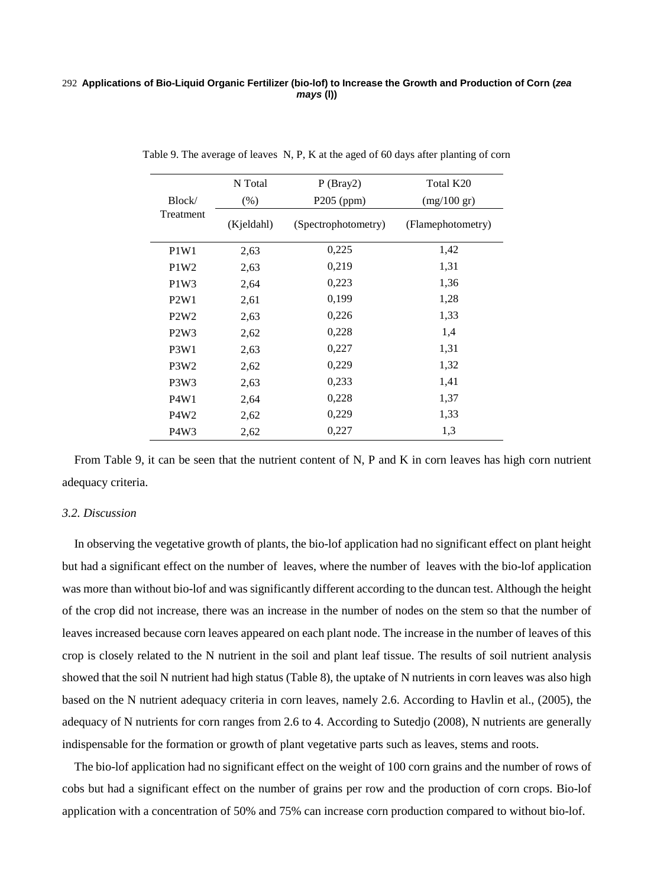Table 9. The average of leaves N, P, K at the aged of 60 days after planting of corn

| Block/ Treatment | N Total (%) | P (Bray2) P205 (ppm) | Total K20 (mg/100 gr) |
|---|---|---|---|
| | (Kjeldahl) | (Spectrophotometry) | (Flamephotometry) |
| P1W1 | 2,63 | 0,225 | 1,42 |
| P1W2 | 2,63 | 0,219 | 1,31 |
| P1W3 | 2,64 | 0,223 | 1,36 |
| P2W1 | 2,61 | 0,199 | 1,28 |
| P2W2 | 2,63 | 0,226 | 1,33 |
| P2W3 | 2,62 | 0,228 | 1,4 |
| P3W1 | 2,63 | 0,227 | 1,31 |
| P3W2 | 2,62 | 0,229 | 1,32 |
| P3W3 | 2,63 | 0,233 | 1,41 |
| P4W1 | 2,64 | 0,228 | 1,37 |
| P4W2 | 2,62 | 0,229 | 1,33 |
| P4W3 | 2,62 | 0,227 | 1,3 |

From Table 9, it can be seen that the nutrient content of N, P and K in corn leaves has high corn nutrient adequacy criteria.

### *3.2. Discussion*

In observing the vegetative growth of plants, the bio-lof application had no significant effect on plant height but had a significant effect on the number of leaves, where the number of leaves with the bio-lof application was more than without bio-lof and was significantly different according to the duncan test. Although the height of the crop did not increase, there was an increase in the number of nodes on the stem so that the number of leaves increased because corn leaves appeared on each plant node. The increase in the number of leaves of this crop is closely related to the N nutrient in the soil and plant leaf tissue. The results of soil nutrient analysis showed that the soil N nutrient had high status (Table 8), the uptake of N nutrients in corn leaves was also high based on the N nutrient adequacy criteria in corn leaves, namely 2.6. According to Havlin et al., (2005), the adequacy of N nutrients for corn ranges from 2.6 to 4. According to Sutedjo (2008), N nutrients are generally indispensable for the formation or growth of plant vegetative parts such as leaves, stems and roots.

The bio-lof application had no significant effect on the weight of 100 corn grains and the number of rows of cobs but had a significant effect on the number of grains per row and the production of corn crops. Bio-lof application with a concentration of 50% and 75% can increase corn production compared to without bio-lof.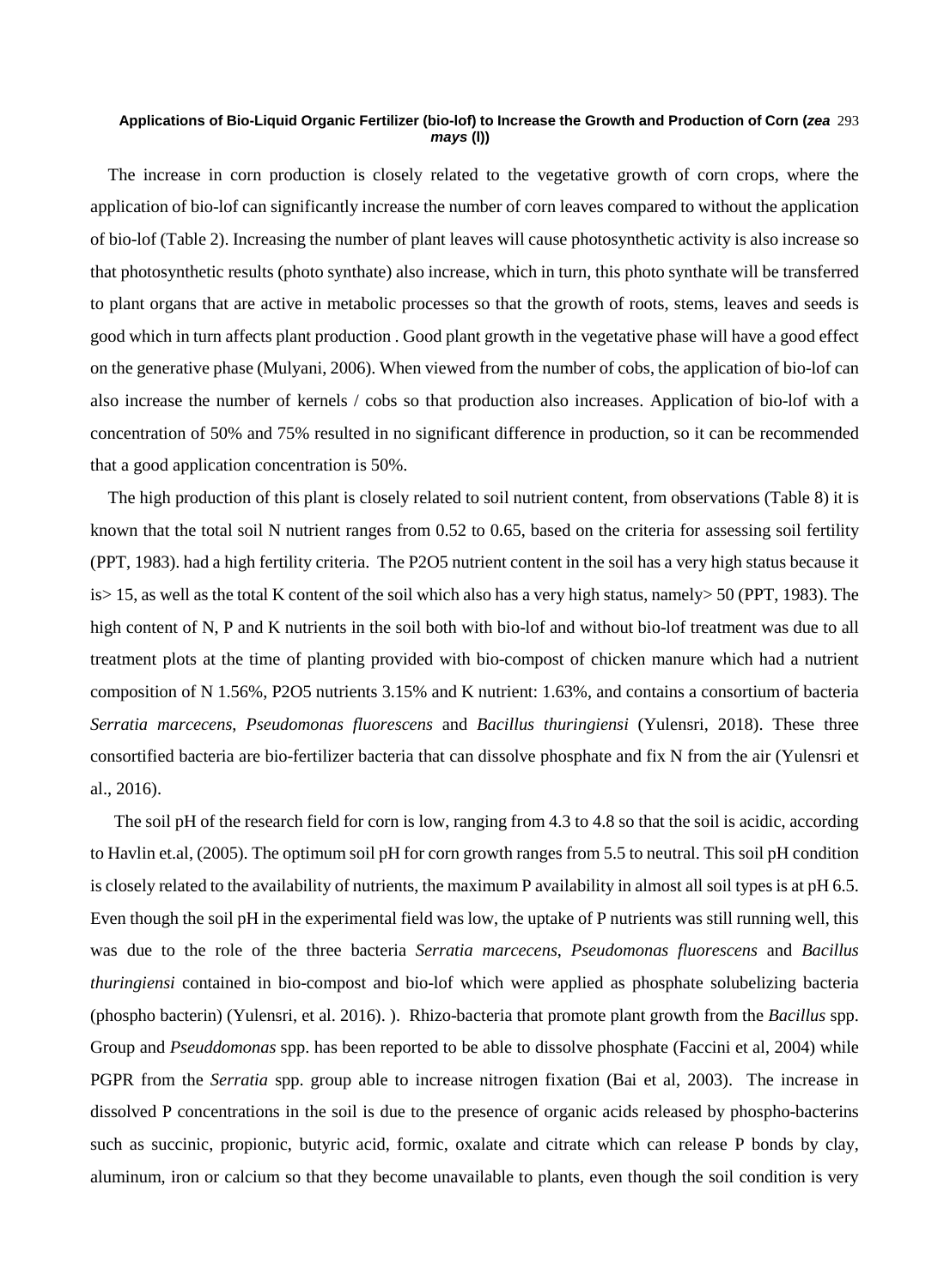The increase in corn production is closely related to the vegetative growth of corn crops, where the application of bio-lof can significantly increase the number of corn leaves compared to without the application of bio-lof (Table 2). Increasing the number of plant leaves will cause photosynthetic activity is also increase so that photosynthetic results (photo synthate) also increase, which in turn, this photo synthate will be transferred to plant organs that are active in metabolic processes so that the growth of roots, stems, leaves and seeds is good which in turn affects plant production . Good plant growth in the vegetative phase will have a good effect on the generative phase (Mulyani, 2006). When viewed from the number of cobs, the application of bio-lof can also increase the number of kernels / cobs so that production also increases. Application of bio-lof with a concentration of 50% and 75% resulted in no significant difference in production, so it can be recommended that a good application concentration is 50%.

The high production of this plant is closely related to soil nutrient content, from observations (Table 8) it is known that the total soil N nutrient ranges from 0.52 to 0.65, based on the criteria for assessing soil fertility (PPT, 1983). had a high fertility criteria. The $P_2O_5$ nutrient content in the soil has a very high status because it is> 15, as well as the total K content of the soil which also has a very high status, namely> 50 (PPT, 1983). The high content of N, P and K nutrients in the soil both with bio-lof and without bio-lof treatment was due to all treatment plots at the time of planting provided with bio-compost of chicken manure which had a nutrient composition of N 1.56%, $P_2O_5$ nutrients 3.15% and K nutrient: 1.63%, and contains a consortium of bacteria *Serratia marcecens*, *Pseudomonas fluorescens* and *Bacillus thuringiensi* (Yulensri, 2018). These three consortified bacteria are bio-fertilizer bacteria that can dissolve phosphate and fix N from the air (Yulensri et al., 2016).

The soil pH of the research field for corn is low, ranging from 4.3 to 4.8 so that the soil is acidic, according to Havlin et.al, (2005). The optimum soil pH for corn growth ranges from 5.5 to neutral. This soil pH condition is closely related to the availability of nutrients, the maximum P availability in almost all soil types is at pH 6.5. Even though the soil pH in the experimental field was low, the uptake of P nutrients was still running well, this was due to the role of the three bacteria *Serratia marcecens*, *Pseudomonas fluorescens* and *Bacillus thuringiensi* contained in bio-compost and bio-lof which were applied as phosphate solubelizing bacteria (phospho bacterin) (Yulensri, et al. 2016). ). Rhizo-bacteria that promote plant growth from the *Bacillus* spp. Group and *Pseuddomonas* spp. has been reported to be able to dissolve phosphate (Faccini et al, 2004) while PGPR from the *Serratia* spp. group able to increase nitrogen fixation (Bai et al, 2003). The increase in dissolved P concentrations in the soil is due to the presence of organic acids released by phospho-bacterins such as succinic, propionic, butyric acid, formic, oxalate and citrate which can release P bonds by clay, aluminum, iron or calcium so that they become unavailable to plants, even though the soil condition is very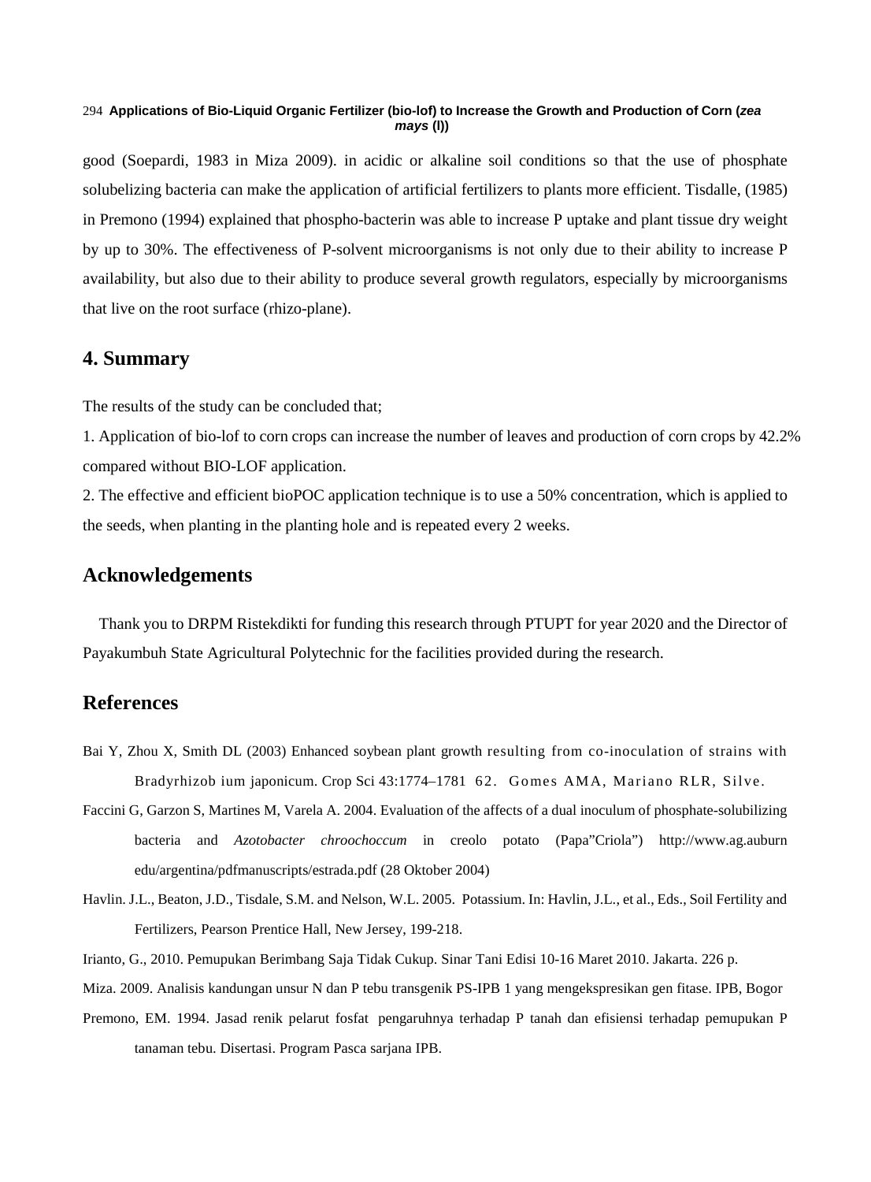good (Soepardi, 1983 in Miza 2009). in acidic or alkaline soil conditions so that the use of phosphate solubelizing bacteria can make the application of artificial fertilizers to plants more efficient. Tisdalle, (1985) in Premono (1994) explained that phospho-bacterin was able to increase P uptake and plant tissue dry weight by up to 30%. The effectiveness of P-solvent microorganisms is not only due to their ability to increase P availability, but also due to their ability to produce several growth regulators, especially by microorganisms that live on the root surface (rhizo-plane).

## 4. Summary

The results of the study can be concluded that;

1. Application of bio-lof to corn crops can increase the number of leaves and production of corn crops by 42.2% compared without BIO-LOF application.
2. The effective and efficient bioPOC application technique is to use a 50% concentration, which is applied to the seeds, when planting in the planting hole and is repeated every 2 weeks.

## Acknowledgements

Thank you to DRPM Ristekdikti for funding this research through PTUPT for year 2020 and the Director of Payakumbuh State Agricultural Polytechnic for the facilities provided during the research.

## References

Bai Y, Zhou X, Smith DL (2003) Enhanced soybean plant growth resulting from co-inoculation of strains with Bradyrhizob ium japonicum. Crop Sci 43:1774–1781 62. Gomes AMA, Mariano RLR, Silve.

Faccini G, Garzon S, Martines M, Varela A. 2004. Evaluation of the affects of a dual inoculum of phosphate-solubilizing bacteria and *Azotobacter chroochoccum* in creolo potato (Papa"Criola") http://www.ag.auburn edu/argentina/pdfmanuscripts/estrada.pdf (28 Oktober 2004)

Havlin. J.L., Beaton, J.D., Tisdale, S.M. and Nelson, W.L. 2005. Potassium. In: Havlin, J.L., et al., Eds., Soil Fertility and Fertilizers, Pearson Prentice Hall, New Jersey, 199-218.

Irianto, G., 2010. Pemupukan Berimbang Saja Tidak Cukup. Sinar Tani Edisi 10-16 Maret 2010. Jakarta. 226 p.

Miza. 2009. Analisis kandungan unsur N dan P tebu transgenik PS-IPB 1 yang mengekspresikan gen fitase. IPB, Bogor

Premono, EM. 1994. Jasad renik pelarut fosfat pengaruhnya terhadap P tanah dan efisiensi terhadap pemupukan P tanaman tebu. Disertasi. Program Pasca sarjana IPB.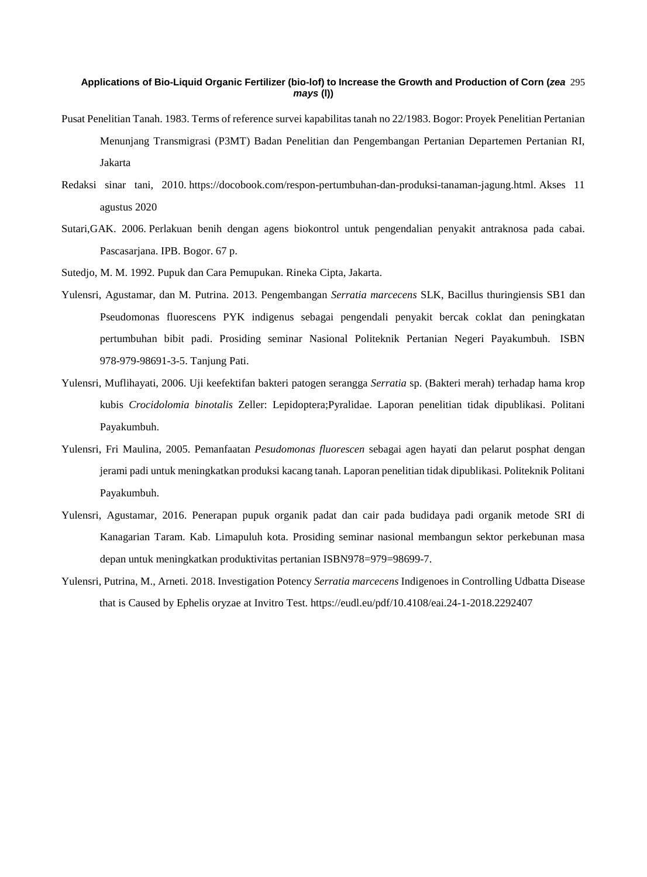Pusat Penelitian Tanah. 1983. Terms of reference survei kapabilitas tanah no 22/1983. Bogor: Proyek Penelitian Pertanian Menunjang Transmigrasi (P3MT) Badan Penelitian dan Pengembangan Pertanian Departemen Pertanian RI, Jakarta

Redaksi sinar tani, 2010. https://docobook.com/respon-pertumbuhan-dan-produksi-tanaman-jagung.html. Akses 11 agustus 2020

Sutari,GAK. 2006. Perlakuan benih dengan agens biokontrol untuk pengendalian penyakit antraknosa pada cabai. Pascasarjana. IPB. Bogor. 67 p.

Sutedjo, M. M. 1992. Pupuk dan Cara Pemupukan. Rineka Cipta, Jakarta.

Yulensri, Agustamar, dan M. Putrina. 2013. Pengembangan *Serratia marcecens* SLK, Bacillus thuringiensis SB1 dan Pseudomonas fluorescens PYK indigenus sebagai pengendali penyakit bercak coklat dan peningkatan pertumbuhan bibit padi. Prosiding seminar Nasional Politeknik Pertanian Negeri Payakumbuh. ISBN 978-979-98691-3-5. Tanjung Pati.

Yulensri, Muflihayati, 2006. Uji keefektifan bakteri patogen serangga *Serratia* sp. (Bakteri merah) terhadap hama krop kubis *Crocidolomia binotalis* Zeller: Lepidoptera;Pyralidae. Laporan penelitian tidak dipublikasi. Politani Payakumbuh.

Yulensri, Fri Maulina, 2005. Pemanfaatan *Pesudomonas fluorescen* sebagai agen hayati dan pelarut posphat dengan jerami padi untuk meningkatkan produksi kacang tanah. Laporan penelitian tidak dipublikasi. Politeknik Politani Payakumbuh.

Yulensri, Agustamar, 2016. Penerapan pupuk organik padat dan cair pada budidaya padi organik metode SRI di Kanagarian Taram. Kab. Limapuluh kota. Prosiding seminar nasional membangun sektor perkebunan masa depan untuk meningkatkan produktivitas pertanian ISBN978=979=98699-7.

Yulensri, Putrina, M., Arneti. 2018. Investigation Potency *Serratia marcecens* Indigenoes in Controlling Udbatta Disease that is Caused by Ephelis oryzae at Invitro Test. https://eudl.eu/pdf/10.4108/eai.24-1-2018.2292407